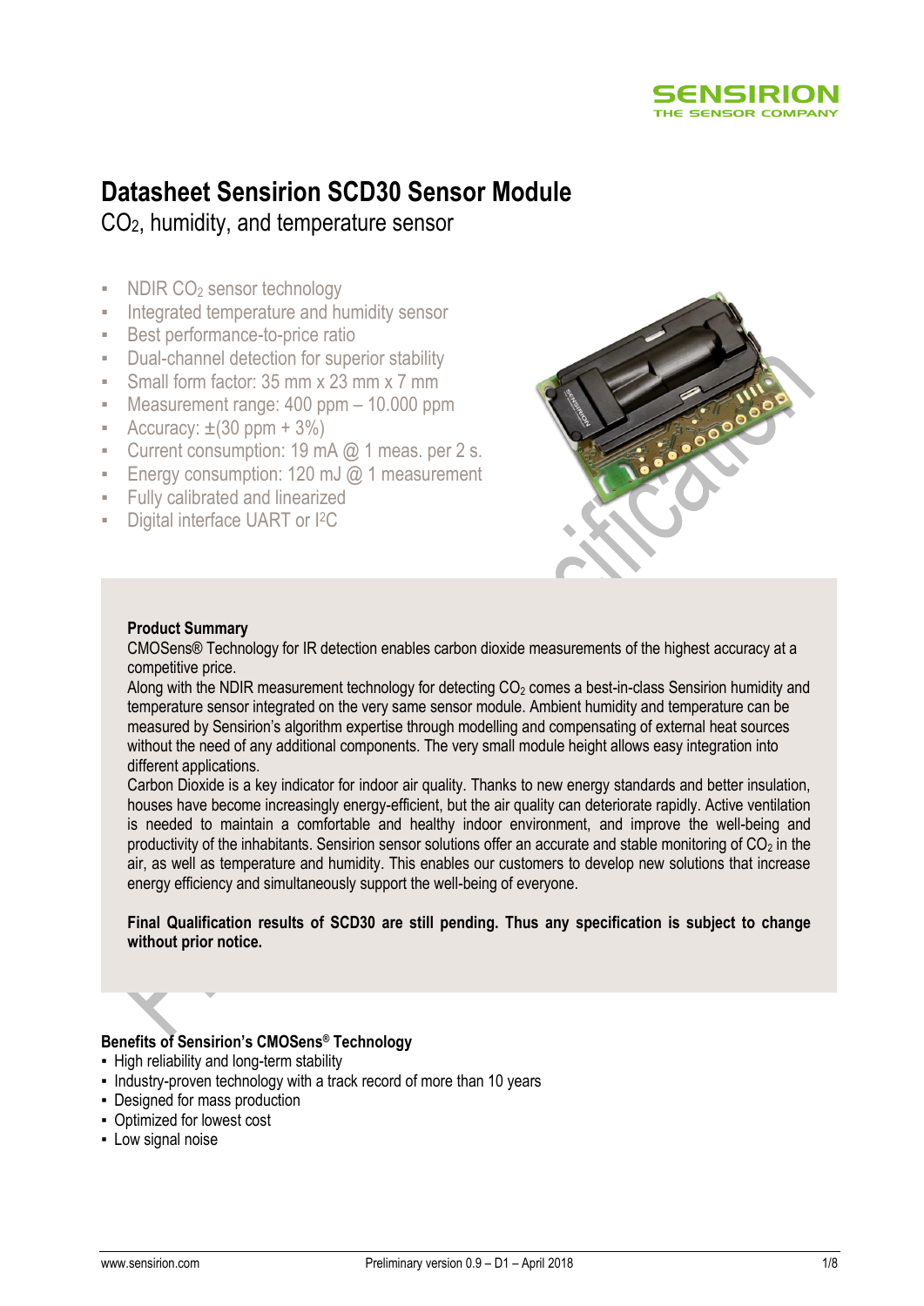# Datasheet Sensirion SCD30 Sensor Module

## $CO_2$, humidity, and temperature sensor

- NDIR $CO_2$ sensor technology
- Integrated temperature and humidity sensor
- Best performance-to-price ratio
- Dual-channel detection for superior stability
- Small form factor: 35 mm x 23 mm x 7 mm
- Measurement range: 400 ppm – 10.000 ppm
- Accuracy: ±(30 ppm + 3%)
- Current consumption: 19 mA @ 1 meas. per 2 s.
- Energy consumption: 120 mJ @ 1 measurement
- Fully calibrated and linearized
- Digital interface UART or I$^2$C

**Product Summary**

CMOSens® Technology for IR detection enables carbon dioxide measurements of the highest accuracy at a competitive price.

Along with the NDIR measurement technology for detecting $CO_2$ comes a best-in-class Sensirion humidity and temperature sensor integrated on the very same sensor module. Ambient humidity and temperature can be measured by Sensirion's algorithm expertise through modelling and compensating of external heat sources without the need of any additional components. The very small module height allows easy integration into different applications.

Carbon Dioxide is a key indicator for indoor air quality. Thanks to new energy standards and better insulation, houses have become increasingly energy-efficient, but the air quality can deteriorate rapidly. Active ventilation is needed to maintain a comfortable and healthy indoor environment, and improve the well-being and productivity of the inhabitants. Sensirion sensor solutions offer an accurate and stable monitoring of $CO_2$ in the air, as well as temperature and humidity. This enables our customers to develop new solutions that increase energy efficiency and simultaneously support the well-being of everyone.

**Final Qualification results of SCD30 are still pending. Thus any specification is subject to change without prior notice.**

**Benefits of Sensirion's CMOSens® Technology**

- High reliability and long-term stability
- Industry-proven technology with a track record of more than 10 years
- Designed for mass production
- Optimized for lowest cost
- Low signal noise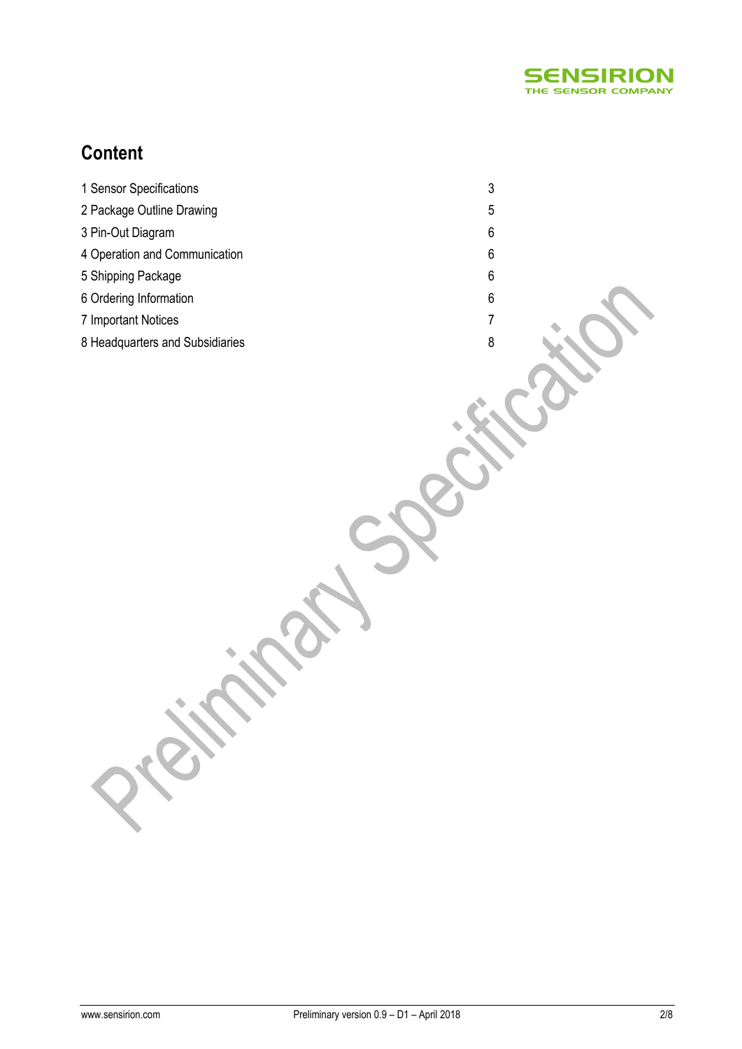# Content

| | |
|---|---|
| 1 Sensor Specifications | 3 |
| 2 Package Outline Drawing | 5 |
| 3 Pin-Out Diagram | 6 |
| 4 Operation and Communication | 6 |
| 5 Shipping Package | 6 |
| 6 Ordering Information | 6 |
| 7 Important Notices | 7 |
| 8 Headquarters and Subsidiaries | 8 |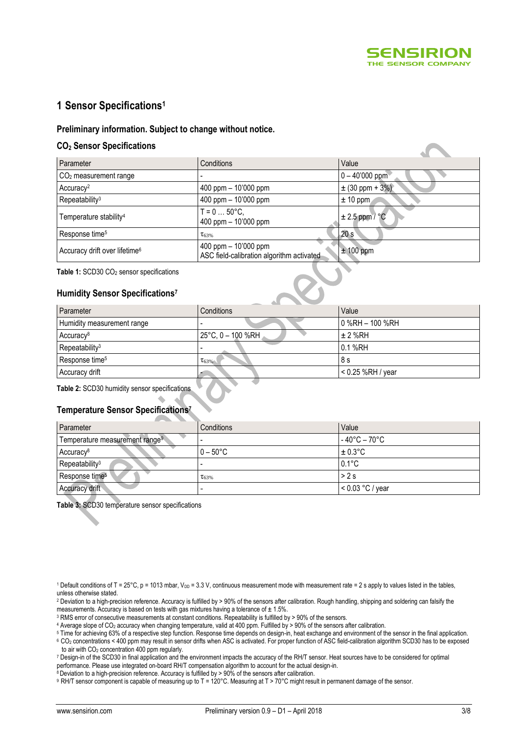# 1 Sensor Specifications[1]

### Preliminary information. Subject to change without notice.

### $CO_2$ Sensor Specifications

| Parameter | Conditions | Value |
| --- | --- | --- |
| $CO_2$ measurement range | - | 0 – 40'000 ppm |
| Accuracy[2] | 400 ppm – 10'000 ppm | ± (30 ppm + 3%) |
| Repeatability[3] | 400 ppm – 10'000 ppm | ± 10 ppm |
| Temperature stability[4] | T = 0 … 50°C, 400 ppm – 10'000 ppm | ± 2.5 ppm / °C |
| Response time[5] | $\tau_{63\%}$ | 20 s |
| Accuracy drift over lifetime[6] | 400 ppm – 10'000 ppm ASC field-calibration algorithm activated | ± 100 ppm |

**Table 1:** SCD30 $CO_2$ sensor specifications

### Humidity Sensor Specifications[7]

| Parameter | Conditions | Value |
| --- | --- | --- |
| Humidity measurement range | - | 0 %RH – 100 %RH |
| Accuracy[8] | 25°C, 0 – 100 %RH | ± 2 %RH |
| Repeatability[3] | - | 0.1 %RH |
| Response time[5] | $\tau_{63\%}$ | 8 s |
| Accuracy drift | - | < 0.25 %RH / year |

**Table 2:** SCD30 humidity sensor specifications

### Temperature Sensor Specifications[7]

| Parameter | Conditions | Value |
| --- | --- | --- |
| Temperature measurement range[9] | - | - 40°C – 70°C |
| Accuracy[8] | 0 – 50°C | ± 0.3°C |
| Repeatability[3] | - | 0.1°C |
| Response time[5] | $\tau_{63\%}$ | > 2 s |
| Accuracy drift | - | < 0.03 °C / year |

**Table 3:** SCD30 temperature sensor specifications

[1] Default conditions of T = 25°C, p = 1013 mbar, $V_{DD}$ = 3.3 V, continuous measurement mode with measurement rate = 2 s apply to values listed in the tables, unless otherwise stated.

[2] Deviation to a high-precision reference. Accuracy is fulfilled by > 90% of the sensors after calibration. Rough handling, shipping and soldering can falsify the measurements. Accuracy is based on tests with gas mixtures having a tolerance of ± 1.5%.

[3] RMS error of consecutive measurements at constant conditions. Repeatability is fulfilled by > 90% of the sensors.

[4] Average slope of $CO_2$ accuracy when changing temperature, valid at 400 ppm. Fulfilled by > 90% of the sensors after calibration.

[5] Time for achieving 63% of a respective step function. Response time depends on design-in, heat exchange and environment of the sensor in the final application.

[6] $CO_2$ concentrations < 400 ppm may result in sensor drifts when ASC is activated. For proper function of ASC field-calibration algorithm SCD30 has to be exposed to air with $CO_2$ concentration 400 ppm regularly.

[7] Design-in of the SCD30 in final application and the environment impacts the accuracy of the RH/T sensor. Heat sources have to be considered for optimal performance. Please use integrated on-board RH/T compensation algorithm to account for the actual design-in.

[8] Deviation to a high-precision reference. Accuracy is fulfilled by > 90% of the sensors after calibration.

[9] RH/T sensor component is capable of measuring up to T = 120°C. Measuring at T > 70°C might result in permanent damage of the sensor.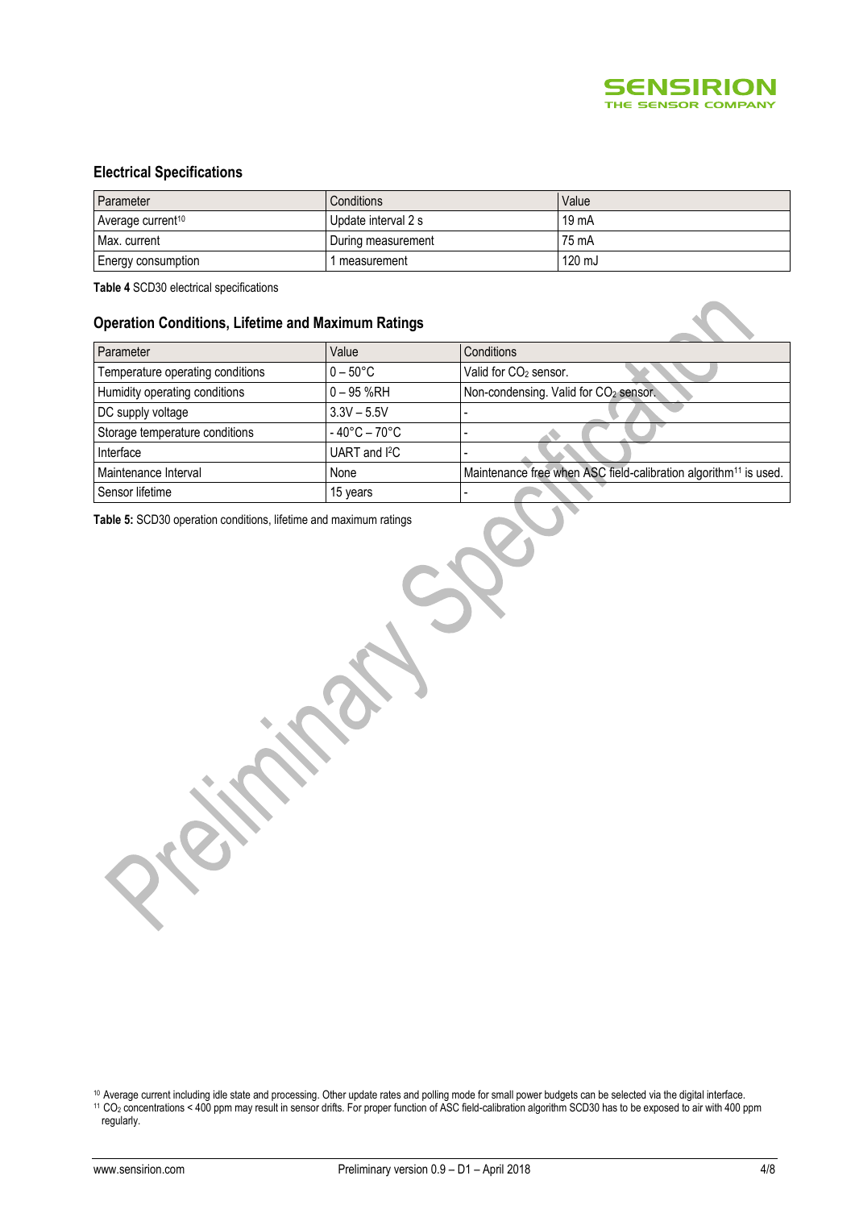### Electrical Specifications

| Parameter | Conditions | Value |
|---|---|---|
| Average current[10] | Update interval 2 s | 19 mA |
| Max. current | During measurement | 75 mA |
| Energy consumption | 1 measurement | 120 mJ |

**Table 4** SCD30 electrical specifications

### Operation Conditions, Lifetime and Maximum Ratings

| Parameter | Value | Conditions |
|---|---|---|
| Temperature operating conditions | 0 – 50°C | Valid for $CO_2$ sensor. |
| Humidity operating conditions | 0 – 95 %RH | Non-condensing. Valid for $CO_2$ sensor. |
| DC supply voltage | 3.3V – 5.5V | - |
| Storage temperature conditions | - 40°C – 70°C | - |
| Interface | UART and I²C | - |
| Maintenance Interval | None | Maintenance free when ASC field-calibration algorithm[11] is used. |
| Sensor lifetime | 15 years | - |

**Table 5:** SCD30 operation conditions, lifetime and maximum ratings

[10] Average current including idle state and processing. Other update rates and polling mode for small power budgets can be selected via the digital interface.

[11] $CO_2$ concentrations < 400 ppm may result in sensor drifts. For proper function of ASC field-calibration algorithm SCD30 has to be exposed to air with 400 ppm regularly.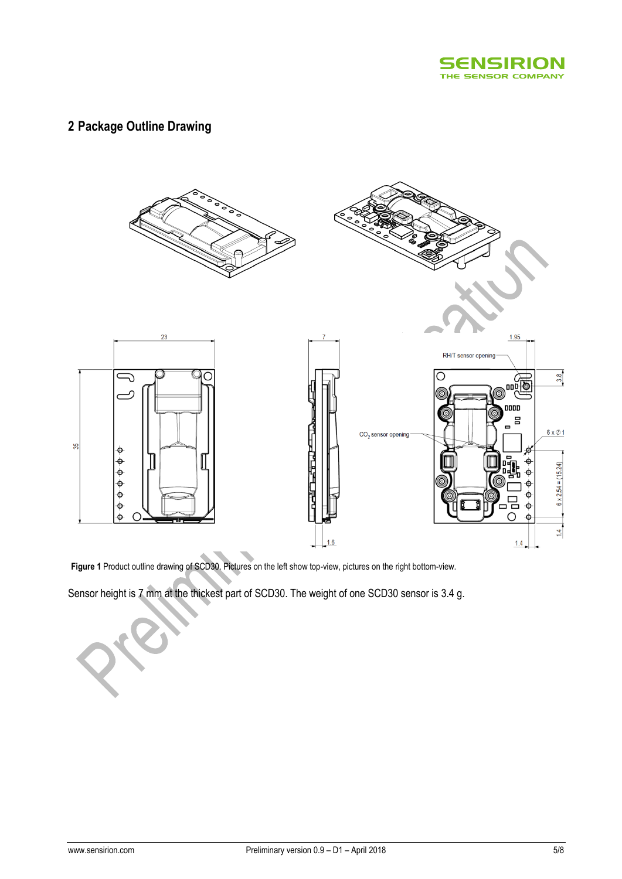## 2 Package Outline Drawing

**Figure 1** Product outline drawing of SCD30. Pictures on the left show top-view, pictures on the right bottom-view.

Sensor height is 7 mm at the thickest part of SCD30. The weight of one SCD30 sensor is 3.4 g.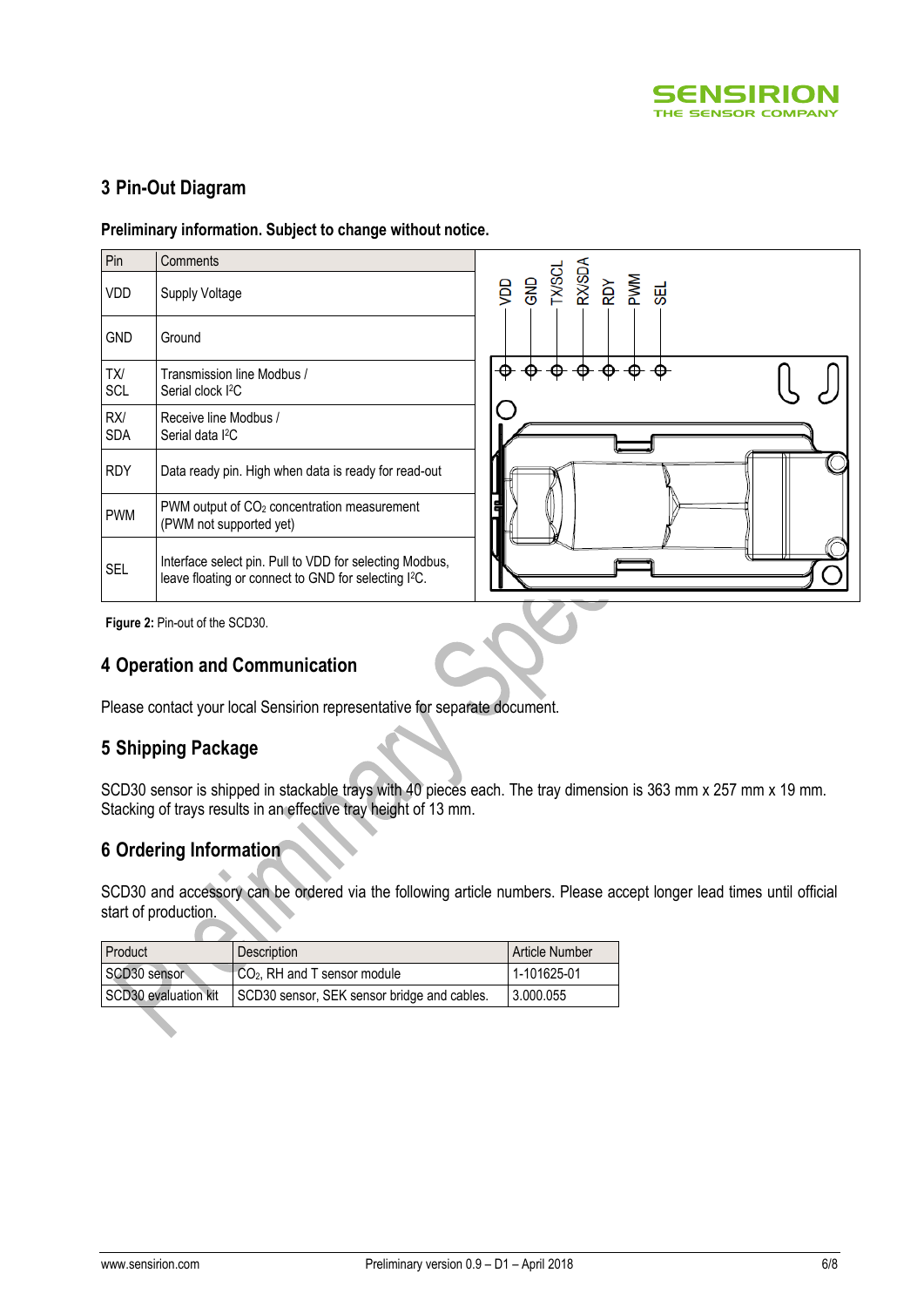## 3 Pin-Out Diagram

**Preliminary information. Subject to change without notice.**

| Pin | Comments |
|---|---|
| VDD | Supply Voltage |
| GND | Ground |
| TX/ SCL | Transmission line Modbus / Serial clock I²C |
| RX/ SDA | Receive line Modbus / Serial data I²C |
| RDY | Data ready pin. High when data is ready for read-out |
| PWM | PWM output of $CO_2$ concentration measurement (PWM not supported yet) |
| SEL | Interface select pin. Pull to VDD for selecting Modbus, leave floating or connect to GND for selecting I²C. |

**Figure 2:** Pin-out of the SCD30.

## 4 Operation and Communication

Please contact your local Sensirion representative for separate document.

## 5 Shipping Package

SCD30 sensor is shipped in stackable trays with 40 pieces each. The tray dimension is 363 mm x 257 mm x 19 mm. Stacking of trays results in an effective tray height of 13 mm.

## 6 Ordering Information

SCD30 and accessory can be ordered via the following article numbers. Please accept longer lead times until official start of production.

| Product | Description | Article Number |
|---|---|---|
| SCD30 sensor | $CO_2$, RH and T sensor module | 1-101625-01 |
| SCD30 evaluation kit | SCD30 sensor, SEK sensor bridge and cables. | 3.000.055 |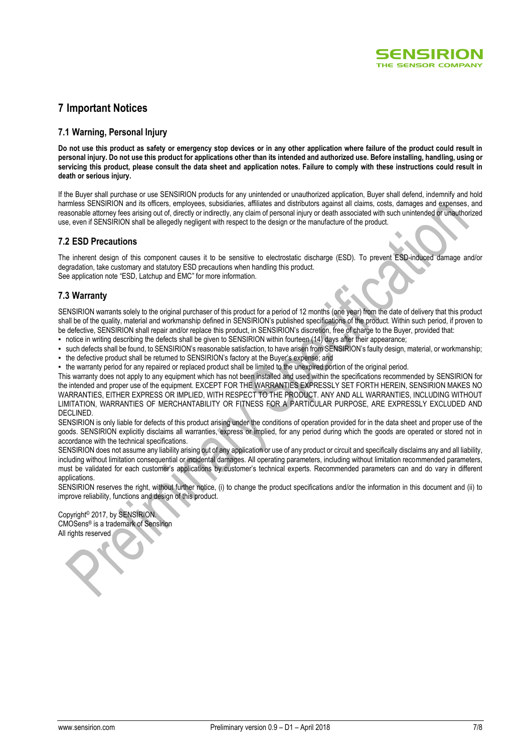# 7 Important Notices

## 7.1 Warning, Personal Injury

**Do not use this product as safety or emergency stop devices or in any other application where failure of the product could result in personal injury. Do not use this product for applications other than its intended and authorized use. Before installing, handling, using or servicing this product, please consult the data sheet and application notes. Failure to comply with these instructions could result in death or serious injury.**

If the Buyer shall purchase or use SENSIRION products for any unintended or unauthorized application, Buyer shall defend, indemnify and hold harmless SENSIRION and its officers, employees, subsidiaries, affiliates and distributors against all claims, costs, damages and expenses, and reasonable attorney fees arising out of, directly or indirectly, any claim of personal injury or death associated with such unintended or unauthorized use, even if SENSIRION shall be allegedly negligent with respect to the design or the manufacture of the product.

## 7.2 ESD Precautions

The inherent design of this component causes it to be sensitive to electrostatic discharge (ESD). To prevent ESD-induced damage and/or degradation, take customary and statutory ESD precautions when handling this product.
See application note "ESD, Latchup and EMC" for more information.

## 7.3 Warranty

SENSIRION warrants solely to the original purchaser of this product for a period of 12 months (one year) from the date of delivery that this product shall be of the quality, material and workmanship defined in SENSIRION's published specifications of the product. Within such period, if proven to be defective, SENSIRION shall repair and/or replace this product, in SENSIRION's discretion, free of charge to the Buyer, provided that:

- notice in writing describing the defects shall be given to SENSIRION within fourteen (14) days after their appearance;
- such defects shall be found, to SENSIRION's reasonable satisfaction, to have arisen from SENSIRION's faulty design, material, or workmanship;
- the defective product shall be returned to SENSIRION's factory at the Buyer's expense; and
- the warranty period for any repaired or replaced product shall be limited to the unexpired portion of the original period.

This warranty does not apply to any equipment which has not been installed and used within the specifications recommended by SENSIRION for the intended and proper use of the equipment. EXCEPT FOR THE WARRANTIES EXPRESSLY SET FORTH HEREIN, SENSIRION MAKES NO WARRANTIES, EITHER EXPRESS OR IMPLIED, WITH RESPECT TO THE PRODUCT. ANY AND ALL WARRANTIES, INCLUDING WITHOUT LIMITATION, WARRANTIES OF MERCHANTABILITY OR FITNESS FOR A PARTICULAR PURPOSE, ARE EXPRESSLY EXCLUDED AND DECLINED.

SENSIRION is only liable for defects of this product arising under the conditions of operation provided for in the data sheet and proper use of the goods. SENSIRION explicitly disclaims all warranties, express or implied, for any period during which the goods are operated or stored not in accordance with the technical specifications.

SENSIRION does not assume any liability arising out of any application or use of any product or circuit and specifically disclaims any and all liability, including without limitation consequential or incidental damages. All operating parameters, including without limitation recommended parameters, must be validated for each customer's applications by customer's technical experts. Recommended parameters can and do vary in different applications.

SENSIRION reserves the right, without further notice, (i) to change the product specifications and/or the information in this document and (ii) to improve reliability, functions and design of this product.

Copyright© 2017, by SENSIRION.
CMOSens® is a trademark of Sensirion
All rights reserved